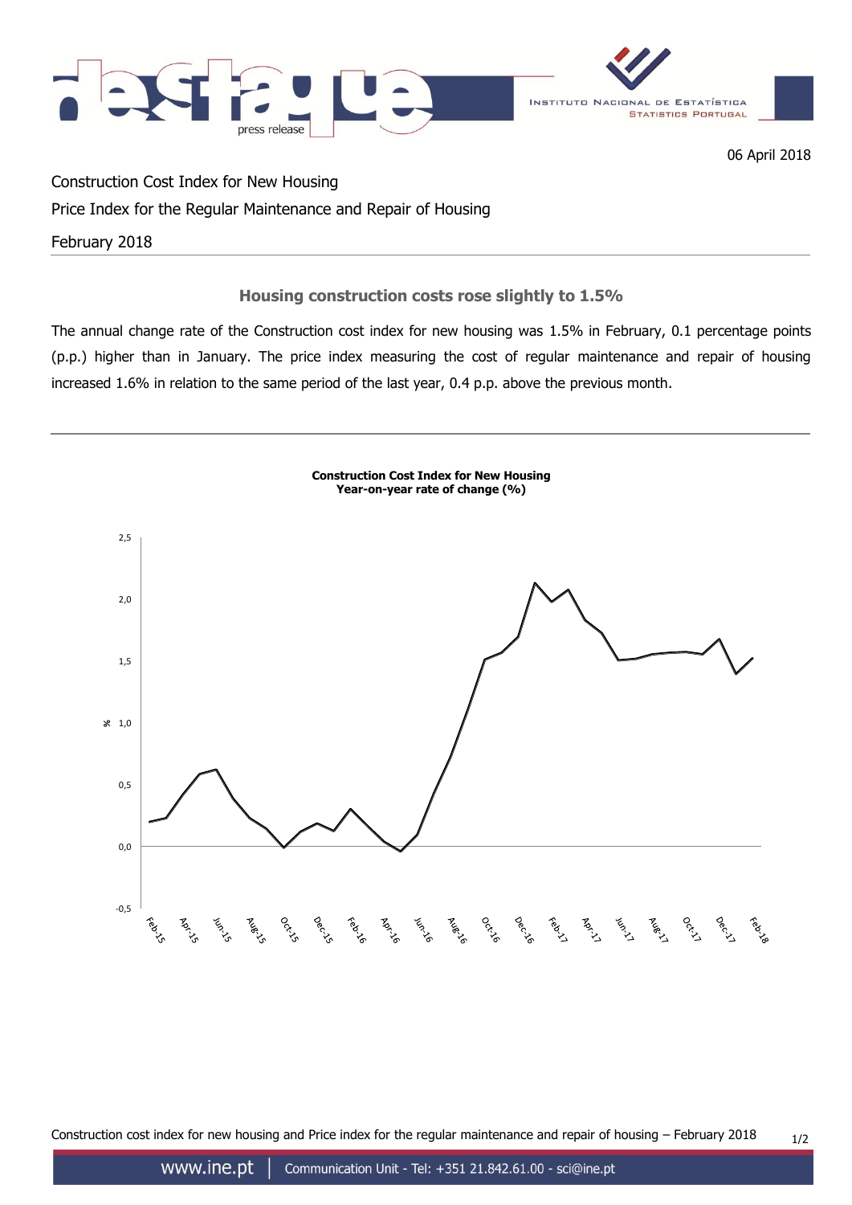06 April 2018

Construction Cost Index for New Housing

Price Index for the Regular Maintenance and Repair of Housing

February 2018

## Housing construction costs rose slightly to 1.5%

The annual change rate of the Construction cost index for new housing was 1.5% in February, 0.1 percentage points (p.p.) higher than in January. The price index measuring the cost of regular maintenance and repair of housing increased 1.6% in relation to the same period of the last year, 0.4 p.p. above the previous month.

**Construction Cost Index for New Housing**
**Year-on-year rate of change (%)**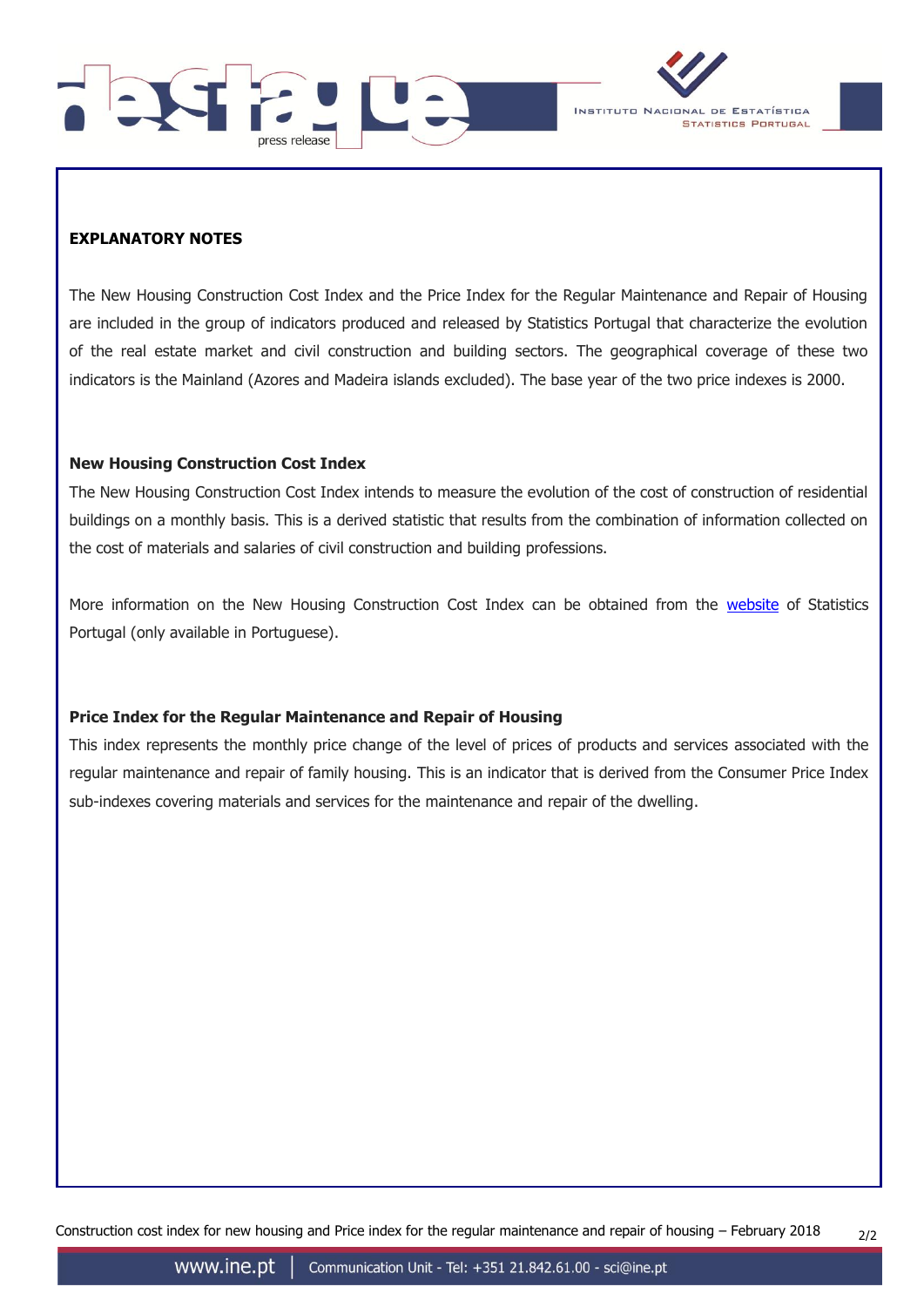## EXPLANATORY NOTES

The New Housing Construction Cost Index and the Price Index for the Regular Maintenance and Repair of Housing are included in the group of indicators produced and released by Statistics Portugal that characterize the evolution of the real estate market and civil construction and building sectors. The geographical coverage of these two indicators is the Mainland (Azores and Madeira islands excluded). The base year of the two price indexes is 2000.

### New Housing Construction Cost Index

The New Housing Construction Cost Index intends to measure the evolution of the cost of construction of residential buildings on a monthly basis. This is a derived statistic that results from the combination of information collected on the cost of materials and salaries of civil construction and building professions.

More information on the New Housing Construction Cost Index can be obtained from the website of Statistics Portugal (only available in Portuguese).

### Price Index for the Regular Maintenance and Repair of Housing

This index represents the monthly price change of the level of prices of products and services associated with the regular maintenance and repair of family housing. This is an indicator that is derived from the Consumer Price Index sub-indexes covering materials and services for the maintenance and repair of the dwelling.